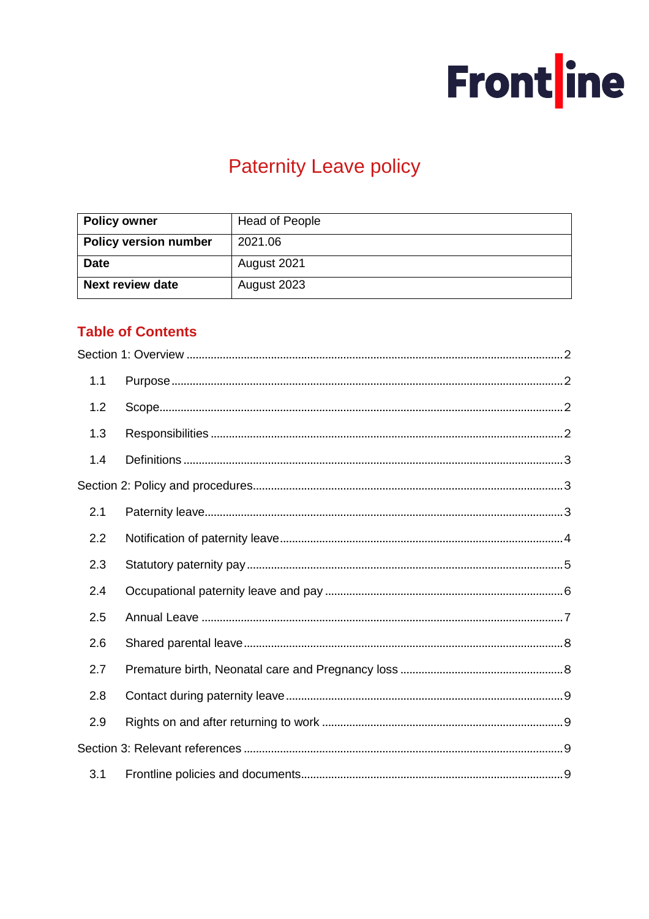# Paternity Leave policy

| Policy owner | Head of People |
|---|---|
| Policy version number | 2021.06 |
| Date | August 2021 |
| Next review date | August 2023 |

## Table of Contents

Section 1: Overview ........ 2

- 1.1 Purpose ........ 2
- 1.2 Scope ........ 2
- 1.3 Responsibilities ........ 2
- 1.4 Definitions ........ 3

Section 2: Policy and procedures ........ 3

- 2.1 Paternity leave ........ 3
- 2.2 Notification of paternity leave ........ 4
- 2.3 Statutory paternity pay ........ 5
- 2.4 Occupational paternity leave and pay ........ 6
- 2.5 Annual Leave ........ 7
- 2.6 Shared parental leave ........ 8
- 2.7 Premature birth, Neonatal care and Pregnancy loss ........ 8
- 2.8 Contact during paternity leave ........ 9
- 2.9 Rights on and after returning to work ........ 9

Section 3: Relevant references ........ 9

- 3.1 Frontline policies and documents ........ 9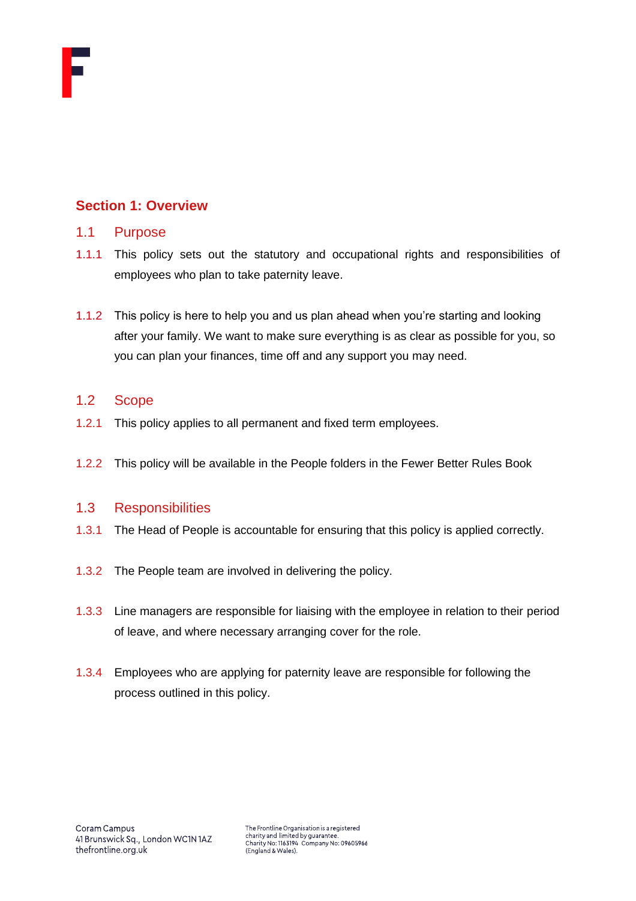## Section 1: Overview

### 1.1 Purpose

1.1.1 This policy sets out the statutory and occupational rights and responsibilities of employees who plan to take paternity leave.

1.1.2 This policy is here to help you and us plan ahead when you're starting and looking after your family. We want to make sure everything is as clear as possible for you, so you can plan your finances, time off and any support you may need.

### 1.2 Scope

1.2.1 This policy applies to all permanent and fixed term employees.

1.2.2 This policy will be available in the People folders in the Fewer Better Rules Book

### 1.3 Responsibilities

1.3.1 The Head of People is accountable for ensuring that this policy is applied correctly.

1.3.2 The People team are involved in delivering the policy.

1.3.3 Line managers are responsible for liaising with the employee in relation to their period of leave, and where necessary arranging cover for the role.

1.3.4 Employees who are applying for paternity leave are responsible for following the process outlined in this policy.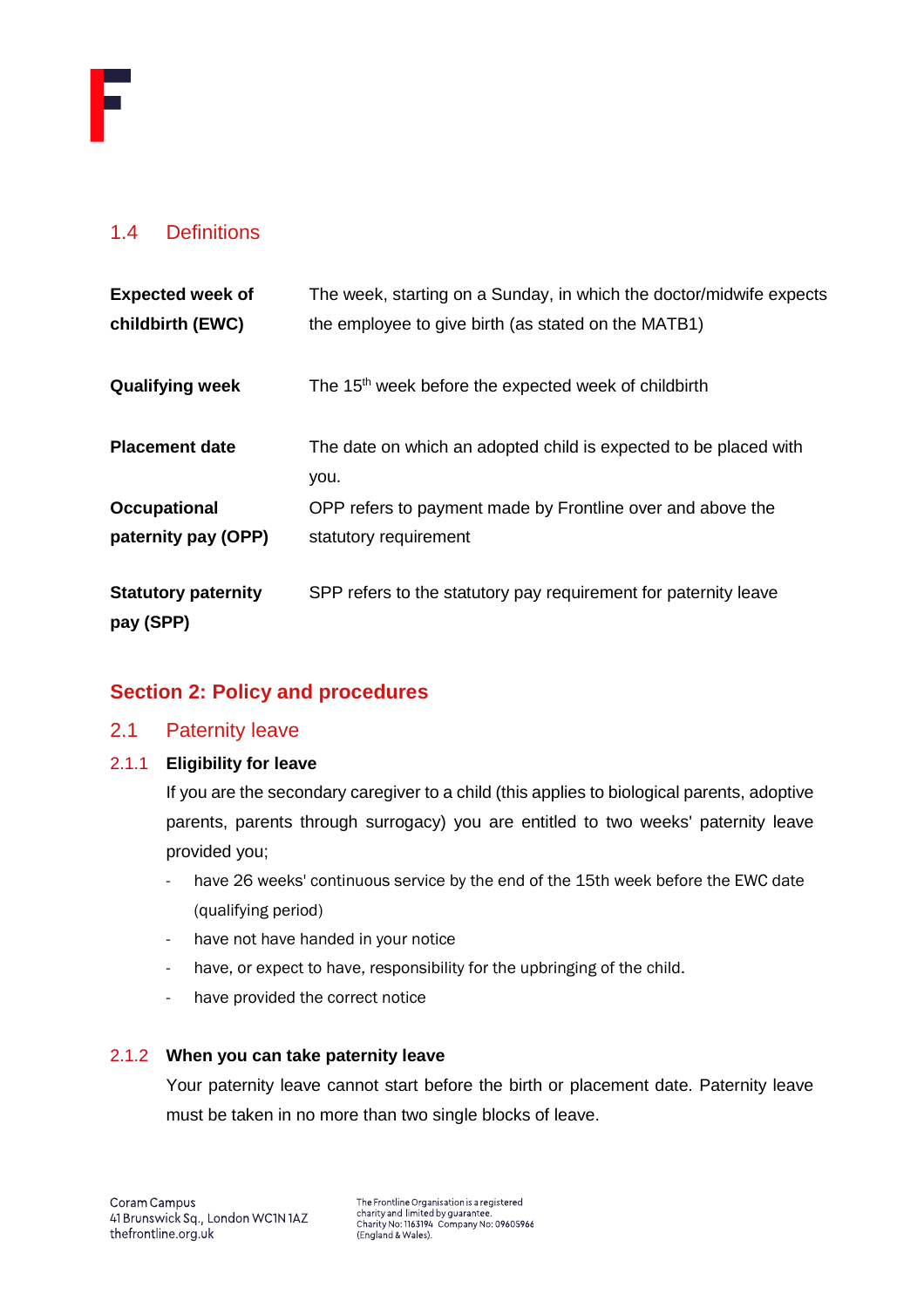## 1.4 Definitions

| | |
|---|---|
| **Expected week of childbirth (EWC)** | The week, starting on a Sunday, in which the doctor/midwife expects the employee to give birth (as stated on the MATB1) |
| **Qualifying week** | The 15th week before the expected week of childbirth |
| **Placement date** | The date on which an adopted child is expected to be placed with you. |
| **Occupational paternity pay (OPP)** | OPP refers to payment made by Frontline over and above the statutory requirement |
| **Statutory paternity pay (SPP)** | SPP refers to the statutory pay requirement for paternity leave |

# Section 2: Policy and procedures

## 2.1 Paternity leave

### 2.1.1 Eligibility for leave

If you are the secondary caregiver to a child (this applies to biological parents, adoptive parents, parents through surrogacy) you are entitled to two weeks' paternity leave provided you;

- have 26 weeks' continuous service by the end of the 15th week before the EWC date (qualifying period)
- have not have handed in your notice
- have, or expect to have, responsibility for the upbringing of the child.
- have provided the correct notice

### 2.1.2 When you can take paternity leave

Your paternity leave cannot start before the birth or placement date. Paternity leave must be taken in no more than two single blocks of leave.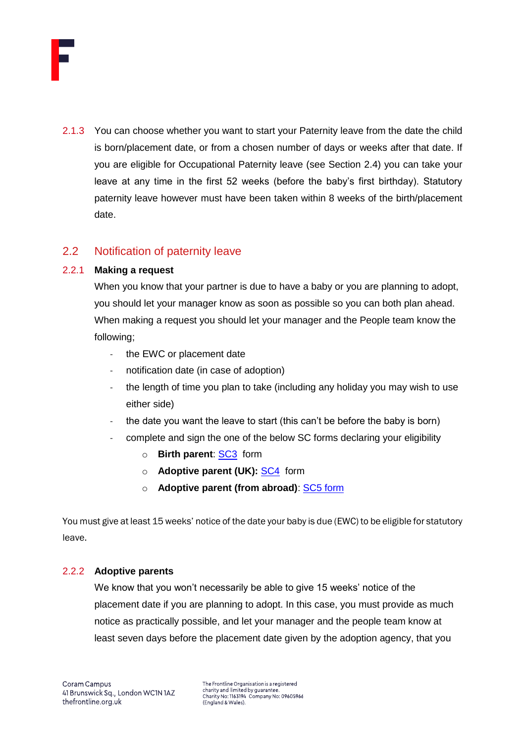2.1.3 You can choose whether you want to start your Paternity leave from the date the child is born/placement date, or from a chosen number of days or weeks after that date. If you are eligible for Occupational Paternity leave (see Section 2.4) you can take your leave at any time in the first 52 weeks (before the baby's first birthday). Statutory paternity leave however must have been taken within 8 weeks of the birth/placement date.

## 2.2 Notification of paternity leave

### 2.2.1 Making a request

When you know that your partner is due to have a baby or you are planning to adopt, you should let your manager know as soon as possible so you can both plan ahead. When making a request you should let your manager and the People team know the following;

- the EWC or placement date
- notification date (in case of adoption)
- the length of time you plan to take (including any holiday you may wish to use either side)
- the date you want the leave to start (this can't be before the baby is born)
- complete and sign the one of the below SC forms declaring your eligibility
    - **Birth parent**: SC3 form
    - **Adoptive parent (UK):** SC4 form
    - **Adoptive parent (from abroad)**: SC5 form

You must give at least 15 weeks' notice of the date your baby is due (EWC) to be eligible for statutory leave.

### 2.2.2 Adoptive parents

We know that you won't necessarily be able to give 15 weeks' notice of the placement date if you are planning to adopt. In this case, you must provide as much notice as practically possible, and let your manager and the people team know at least seven days before the placement date given by the adoption agency, that you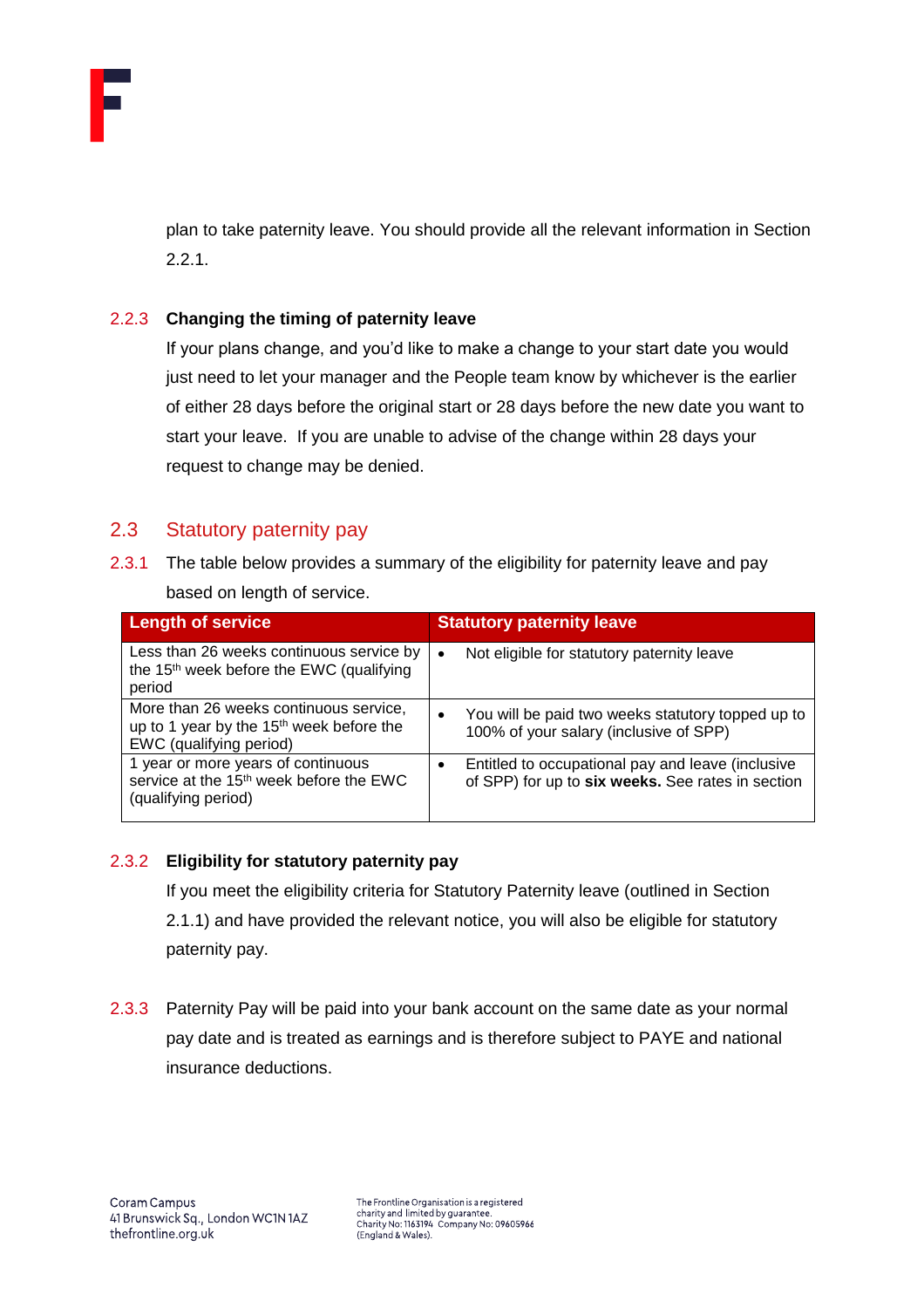plan to take paternity leave. You should provide all the relevant information in Section 2.2.1.

### 2.2.3 Changing the timing of paternity leave

If your plans change, and you'd like to make a change to your start date you would just need to let your manager and the People team know by whichever is the earlier of either 28 days before the original start or 28 days before the new date you want to start your leave. If you are unable to advise of the change within 28 days your request to change may be denied.

## 2.3 Statutory paternity pay

2.3.1 The table below provides a summary of the eligibility for paternity leave and pay based on length of service.

| Length of service | Statutory paternity leave |
|---|---|
| Less than 26 weeks continuous service by the 15th week before the EWC (qualifying period | • Not eligible for statutory paternity leave |
| More than 26 weeks continuous service, up to 1 year by the 15th week before the EWC (qualifying period) | • You will be paid two weeks statutory topped up to 100% of your salary (inclusive of SPP) |
| 1 year or more years of continuous service at the 15th week before the EWC (qualifying period) | • Entitled to occupational pay and leave (inclusive of SPP) for up to **six weeks.** See rates in section |

### 2.3.2 Eligibility for statutory paternity pay

If you meet the eligibility criteria for Statutory Paternity leave (outlined in Section 2.1.1) and have provided the relevant notice, you will also be eligible for statutory paternity pay.

2.3.3 Paternity Pay will be paid into your bank account on the same date as your normal pay date and is treated as earnings and is therefore subject to PAYE and national insurance deductions.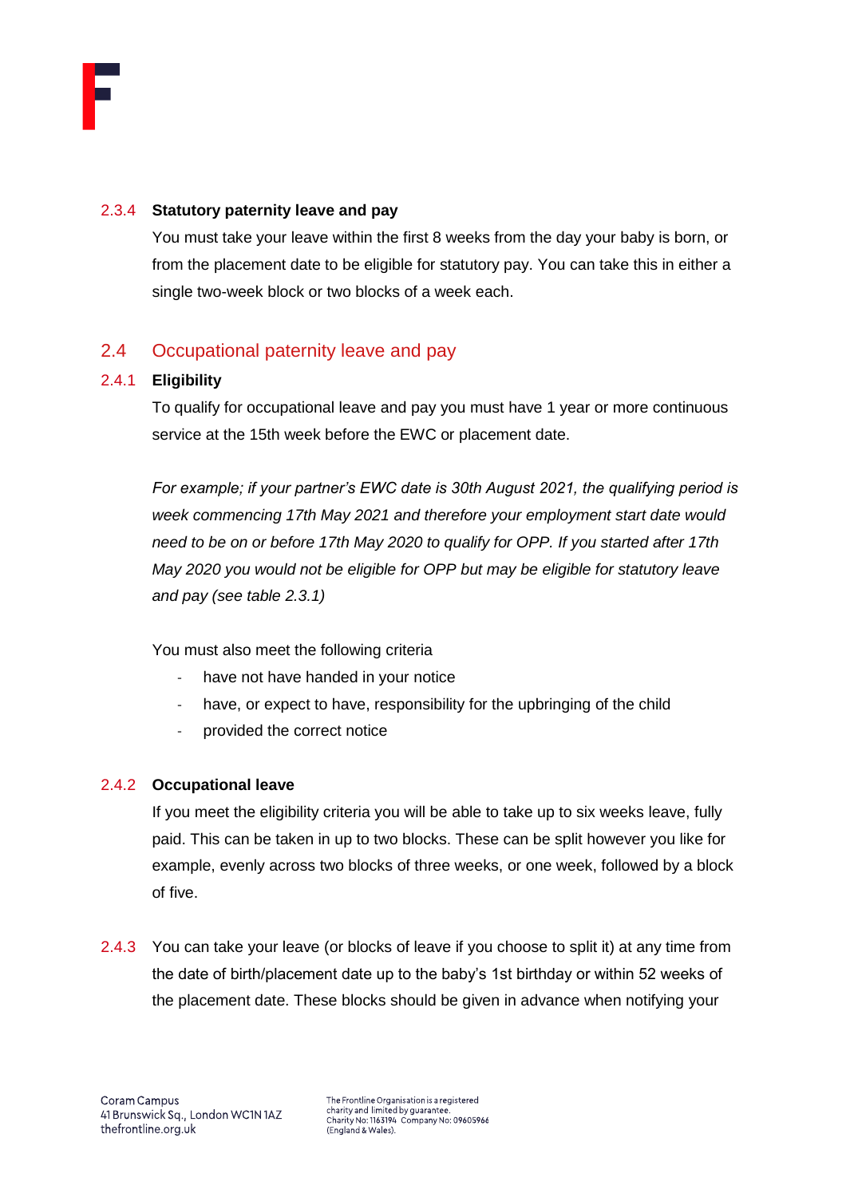#### 2.3.4 Statutory paternity leave and pay

You must take your leave within the first 8 weeks from the day your baby is born, or from the placement date to be eligible for statutory pay. You can take this in either a single two-week block or two blocks of a week each.

## 2.4 Occupational paternity leave and pay

#### 2.4.1 Eligibility

To qualify for occupational leave and pay you must have 1 year or more continuous service at the 15th week before the EWC or placement date.

*For example; if your partner's EWC date is 30th August 2021, the qualifying period is week commencing 17th May 2021 and therefore your employment start date would need to be on or before 17th May 2020 to qualify for OPP. If you started after 17th May 2020 you would not be eligible for OPP but may be eligible for statutory leave and pay (see table 2.3.1)*

You must also meet the following criteria

- have not have handed in your notice
- have, or expect to have, responsibility for the upbringing of the child
- provided the correct notice

#### 2.4.2 Occupational leave

If you meet the eligibility criteria you will be able to take up to six weeks leave, fully paid. This can be taken in up to two blocks. These can be split however you like for example, evenly across two blocks of three weeks, or one week, followed by a block of five.

2.4.3 You can take your leave (or blocks of leave if you choose to split it) at any time from the date of birth/placement date up to the baby's 1st birthday or within 52 weeks of the placement date. These blocks should be given in advance when notifying your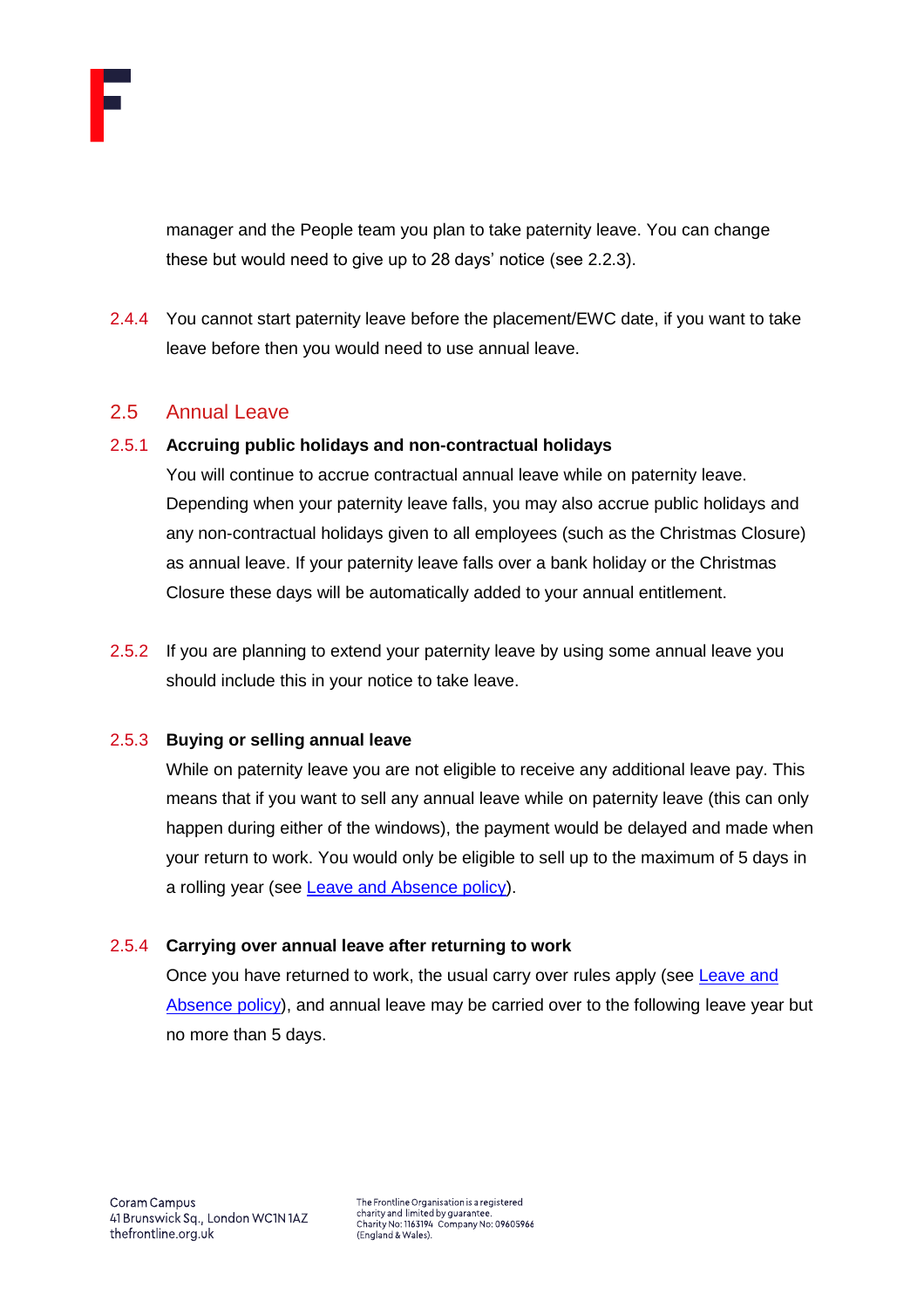manager and the People team you plan to take paternity leave. You can change these but would need to give up to 28 days' notice (see 2.2.3).

2.4.4 You cannot start paternity leave before the placement/EWC date, if you want to take leave before then you would need to use annual leave.

## 2.5 Annual Leave

**2.5.1 Accruing public holidays and non-contractual holidays**

You will continue to accrue contractual annual leave while on paternity leave. Depending when your paternity leave falls, you may also accrue public holidays and any non-contractual holidays given to all employees (such as the Christmas Closure) as annual leave. If your paternity leave falls over a bank holiday or the Christmas Closure these days will be automatically added to your annual entitlement.

2.5.2 If you are planning to extend your paternity leave by using some annual leave you should include this in your notice to take leave.

**2.5.3 Buying or selling annual leave**

While on paternity leave you are not eligible to receive any additional leave pay. This means that if you want to sell any annual leave while on paternity leave (this can only happen during either of the windows), the payment would be delayed and made when your return to work. You would only be eligible to sell up to the maximum of 5 days in a rolling year (see Leave and Absence policy).

**2.5.4 Carrying over annual leave after returning to work**

Once you have returned to work, the usual carry over rules apply (see Leave and Absence policy), and annual leave may be carried over to the following leave year but no more than 5 days.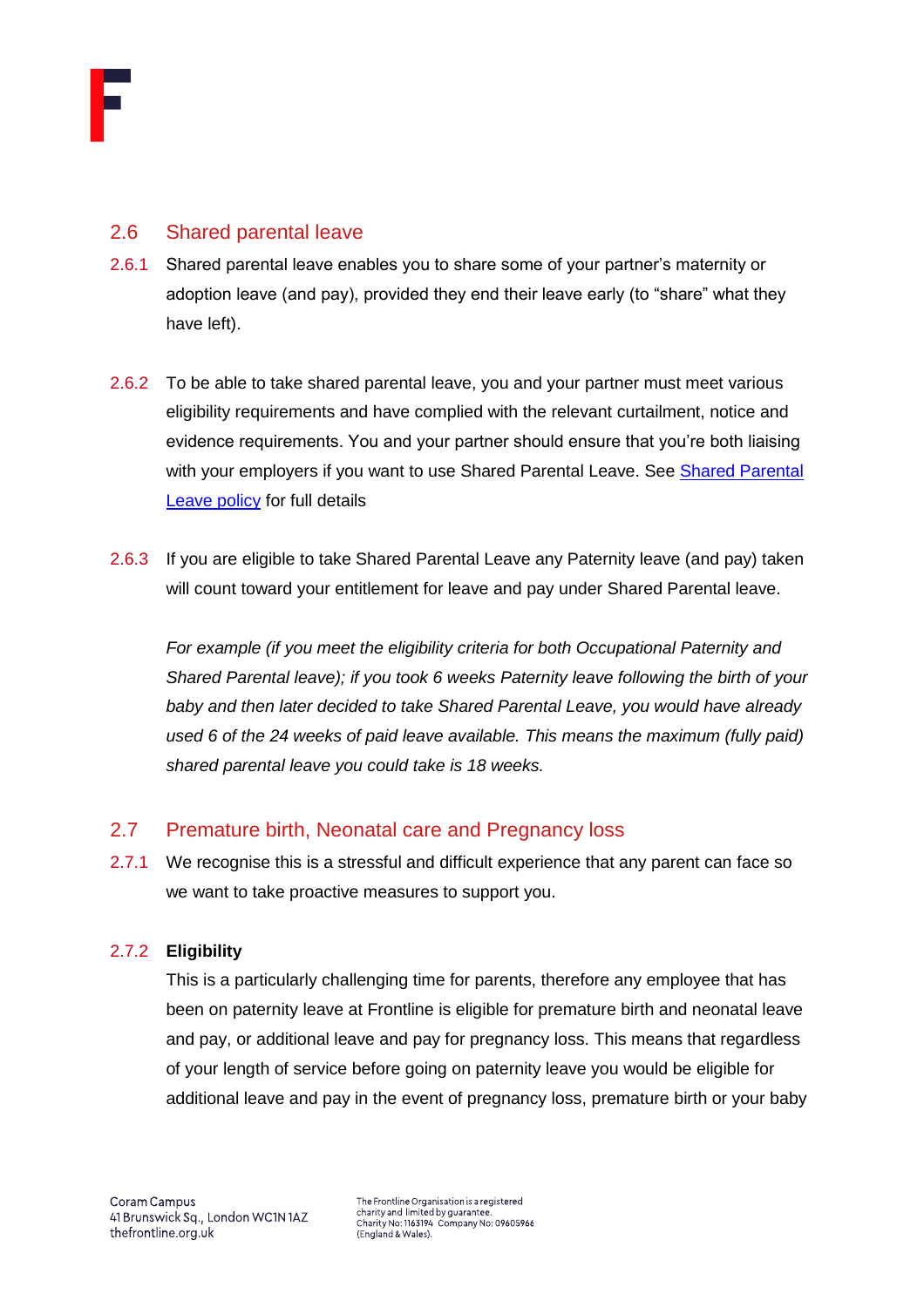## 2.6 Shared parental leave

2.6.1 Shared parental leave enables you to share some of your partner's maternity or adoption leave (and pay), provided they end their leave early (to "share" what they have left).

2.6.2 To be able to take shared parental leave, you and your partner must meet various eligibility requirements and have complied with the relevant curtailment, notice and evidence requirements. You and your partner should ensure that you're both liaising with your employers if you want to use Shared Parental Leave. See Shared Parental Leave policy for full details

2.6.3 If you are eligible to take Shared Parental Leave any Paternity leave (and pay) taken will count toward your entitlement for leave and pay under Shared Parental leave.

*For example (if you meet the eligibility criteria for both Occupational Paternity and Shared Parental leave); if you took 6 weeks Paternity leave following the birth of your baby and then later decided to take Shared Parental Leave, you would have already used 6 of the 24 weeks of paid leave available. This means the maximum (fully paid) shared parental leave you could take is 18 weeks.*

## 2.7 Premature birth, Neonatal care and Pregnancy loss

2.7.1 We recognise this is a stressful and difficult experience that any parent can face so we want to take proactive measures to support you.

2.7.2 **Eligibility**

This is a particularly challenging time for parents, therefore any employee that has been on paternity leave at Frontline is eligible for premature birth and neonatal leave and pay, or additional leave and pay for pregnancy loss. This means that regardless of your length of service before going on paternity leave you would be eligible for additional leave and pay in the event of pregnancy loss, premature birth or your baby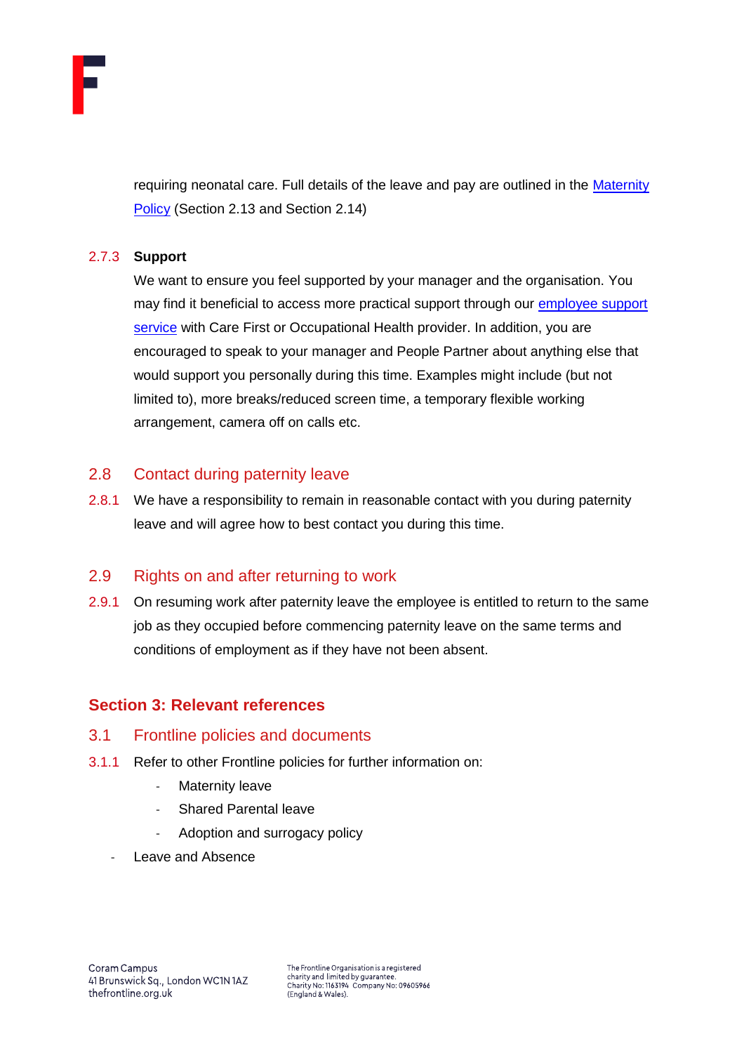requiring neonatal care. Full details of the leave and pay are outlined in the Maternity Policy (Section 2.13 and Section 2.14)

2.7.3 **Support**

We want to ensure you feel supported by your manager and the organisation. You may find it beneficial to access more practical support through our employee support service with Care First or Occupational Health provider. In addition, you are encouraged to speak to your manager and People Partner about anything else that would support you personally during this time. Examples might include (but not limited to), more breaks/reduced screen time, a temporary flexible working arrangement, camera off on calls etc.

### 2.8 Contact during paternity leave

2.8.1 We have a responsibility to remain in reasonable contact with you during paternity leave and will agree how to best contact you during this time.

### 2.9 Rights on and after returning to work

2.9.1 On resuming work after paternity leave the employee is entitled to return to the same job as they occupied before commencing paternity leave on the same terms and conditions of employment as if they have not been absent.

## Section 3: Relevant references

### 3.1 Frontline policies and documents

3.1.1 Refer to other Frontline policies for further information on:

- Maternity leave
- Shared Parental leave
- Adoption and surrogacy policy
- Leave and Absence